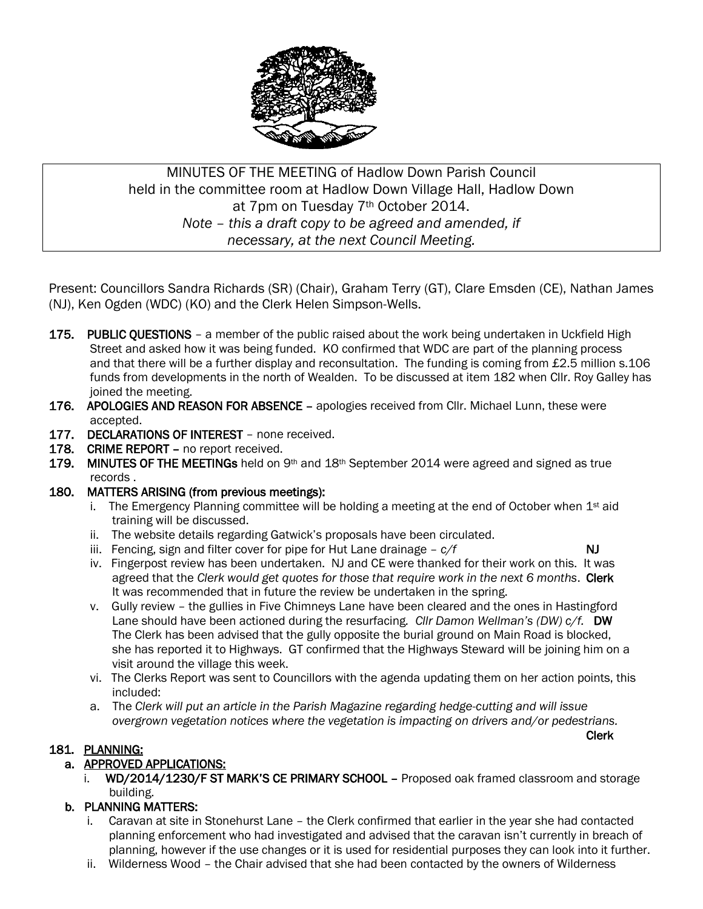MINUTES OF THE MEETING of Hadlow Down Parish Council
held in the committee room at Hadlow Down Village Hall, Hadlow Down
at 7pm on Tuesday 7th October 2014.
*Note – this a draft copy to be agreed and amended, if necessary, at the next Council Meeting.*

Present: Councillors Sandra Richards (SR) (Chair), Graham Terry (GT), Clare Emsden (CE), Nathan James (NJ), Ken Ogden (WDC) (KO) and the Clerk Helen Simpson-Wells.

**175. PUBLIC QUESTIONS** – a member of the public raised about the work being undertaken in Uckfield High Street and asked how it was being funded. KO confirmed that WDC are part of the planning process and that there will be a further display and reconsultation. The funding is coming from £2.5 million s.106 funds from developments in the north of Wealden. To be discussed at item 182 when Cllr. Roy Galley has joined the meeting.

**176. APOLOGIES AND REASON FOR ABSENCE** – apologies received from Cllr. Michael Lunn, these were accepted.

**177. DECLARATIONS OF INTEREST** – none received.

**178. CRIME REPORT** – no report received.

**179. MINUTES OF THE MEETINGs** held on 9th and 18th September 2014 were agreed and signed as true records .

**180. MATTERS ARISING (from previous meetings):**

i. The Emergency Planning committee will be holding a meeting at the end of October when 1st aid training will be discussed.

ii. The website details regarding Gatwick's proposals have been circulated.

iii. Fencing, sign and filter cover for pipe for Hut Lane drainage – *c/f* **NJ**

iv. Fingerpost review has been undertaken. NJ and CE were thanked for their work on this. It was agreed that the *Clerk would get quotes for those that require work in the next 6 months*. **Clerk** It was recommended that in future the review be undertaken in the spring.

v. Gully review – the gullies in Five Chimneys Lane have been cleared and the ones in Hastingford Lane should have been actioned during the resurfacing. *Cllr Damon Wellman's (DW) c/f.* **DW** The Clerk has been advised that the gully opposite the burial ground on Main Road is blocked, she has reported it to Highways. GT confirmed that the Highways Steward will be joining him on a visit around the village this week.

vi. The Clerks Report was sent to Councillors with the agenda updating them on her action points, this included:

a. The *Clerk will put an article in the Parish Magazine regarding hedge-cutting and will issue overgrown vegetation notices where the vegetation is impacting on drivers and/or pedestrians.* **Clerk**

**181. PLANNING:**

**a. APPROVED APPLICATIONS:**

i. **WD/2014/1230/F ST MARK'S CE PRIMARY SCHOOL** – Proposed oak framed classroom and storage building.

**b. PLANNING MATTERS:**

i. Caravan at site in Stonehurst Lane – the Clerk confirmed that earlier in the year she had contacted planning enforcement who had investigated and advised that the caravan isn't currently in breach of planning, however if the use changes or it is used for residential purposes they can look into it further.

ii. Wilderness Wood – the Chair advised that she had been contacted by the owners of Wilderness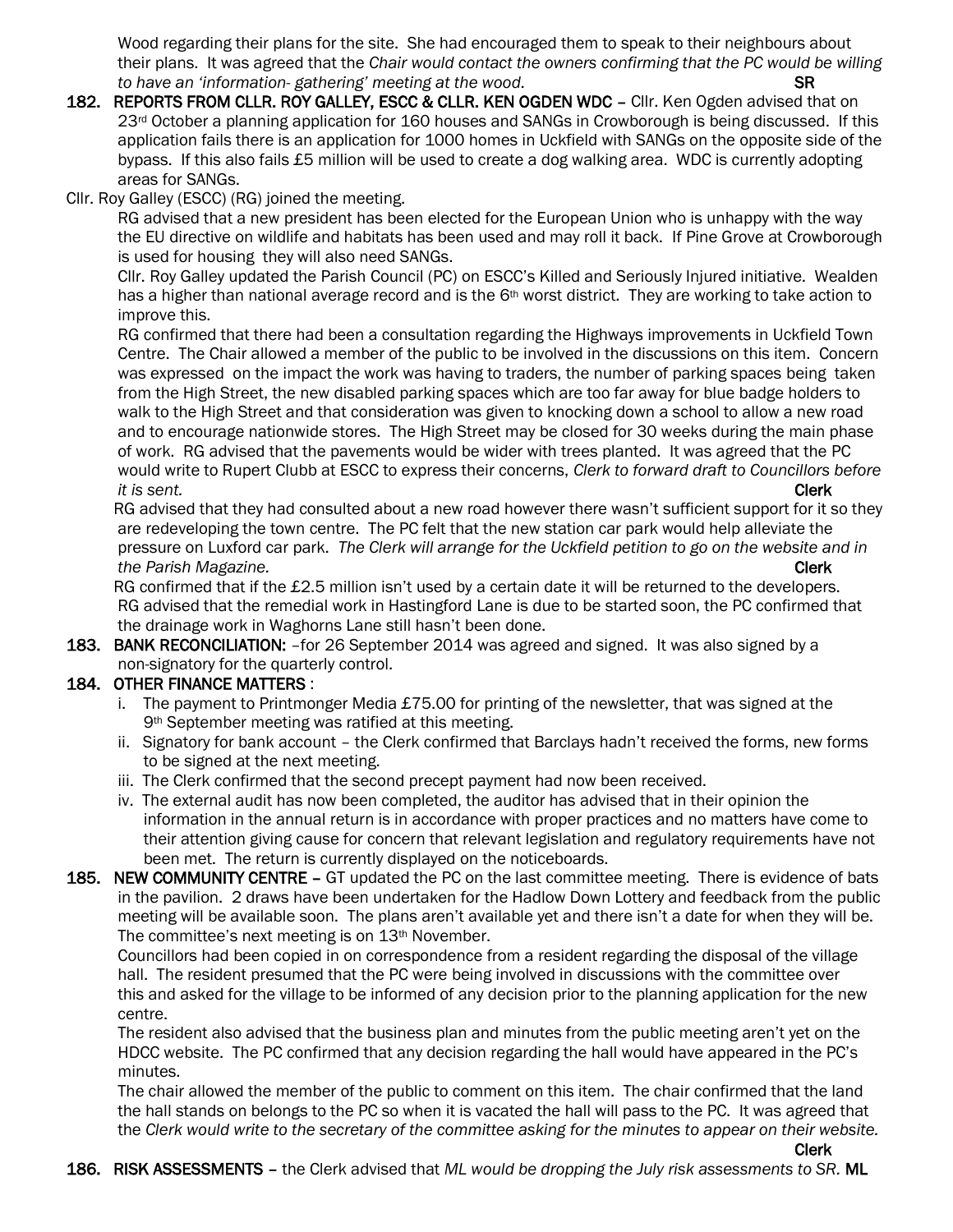Wood regarding their plans for the site. She had encouraged them to speak to their neighbours about their plans. It was agreed that the *Chair would contact the owners confirming that the PC would be willing to have an 'information- gathering' meeting at the wood.* **SR**

**182. REPORTS FROM CLLR. ROY GALLEY, ESCC & CLLR. KEN OGDEN WDC –** Cllr. Ken Ogden advised that on 23rd October a planning application for 160 houses and SANGs in Crowborough is being discussed. If this application fails there is an application for 1000 homes in Uckfield with SANGs on the opposite side of the bypass. If this also fails £5 million will be used to create a dog walking area. WDC is currently adopting areas for SANGs.

Cllr. Roy Galley (ESCC) (RG) joined the meeting.

RG advised that a new president has been elected for the European Union who is unhappy with the way the EU directive on wildlife and habitats has been used and may roll it back. If Pine Grove at Crowborough is used for housing they will also need SANGs.

Cllr. Roy Galley updated the Parish Council (PC) on ESCC's Killed and Seriously Injured initiative. Wealden has a higher than national average record and is the 6th worst district. They are working to take action to improve this.

RG confirmed that there had been a consultation regarding the Highways improvements in Uckfield Town Centre. The Chair allowed a member of the public to be involved in the discussions on this item. Concern was expressed on the impact the work was having to traders, the number of parking spaces being taken from the High Street, the new disabled parking spaces which are too far away for blue badge holders to walk to the High Street and that consideration was given to knocking down a school to allow a new road and to encourage nationwide stores. The High Street may be closed for 30 weeks during the main phase of work. RG advised that the pavements would be wider with trees planted. It was agreed that the PC would write to Rupert Clubb at ESCC to express their concerns, *Clerk to forward draft to Councillors before it is sent.* **Clerk**

RG advised that they had consulted about a new road however there wasn't sufficient support for it so they are redeveloping the town centre. The PC felt that the new station car park would help alleviate the pressure on Luxford car park. *The Clerk will arrange for the Uckfield petition to go on the website and in the Parish Magazine.* **Clerk**

RG confirmed that if the £2.5 million isn't used by a certain date it will be returned to the developers. RG advised that the remedial work in Hastingford Lane is due to be started soon, the PC confirmed that the drainage work in Waghorns Lane still hasn't been done.

**183. BANK RECONCILIATION:** –for 26 September 2014 was agreed and signed. It was also signed by a non-signatory for the quarterly control.

**184. OTHER FINANCE MATTERS** :

i. The payment to Printmonger Media £75.00 for printing of the newsletter, that was signed at the 9th September meeting was ratified at this meeting.
ii. Signatory for bank account – the Clerk confirmed that Barclays hadn't received the forms, new forms to be signed at the next meeting.
iii. The Clerk confirmed that the second precept payment had now been received.
iv. The external audit has now been completed, the auditor has advised that in their opinion the information in the annual return is in accordance with proper practices and no matters have come to their attention giving cause for concern that relevant legislation and regulatory requirements have not been met. The return is currently displayed on the noticeboards.

**185. NEW COMMUNITY CENTRE –** GT updated the PC on the last committee meeting. There is evidence of bats in the pavilion. 2 draws have been undertaken for the Hadlow Down Lottery and feedback from the public meeting will be available soon. The plans aren't available yet and there isn't a date for when they will be. The committee's next meeting is on 13th November.

Councillors had been copied in on correspondence from a resident regarding the disposal of the village hall. The resident presumed that the PC were being involved in discussions with the committee over this and asked for the village to be informed of any decision prior to the planning application for the new centre.

The resident also advised that the business plan and minutes from the public meeting aren't yet on the HDCC website. The PC confirmed that any decision regarding the hall would have appeared in the PC's minutes.

The chair allowed the member of the public to comment on this item. The chair confirmed that the land the hall stands on belongs to the PC so when it is vacated the hall will pass to the PC. It was agreed that the *Clerk would write to the secretary of the committee asking for the minutes to appear on their website.* **Clerk**

**186. RISK ASSESSMENTS –** the Clerk advised that *ML would be dropping the July risk assessments to SR.* **ML**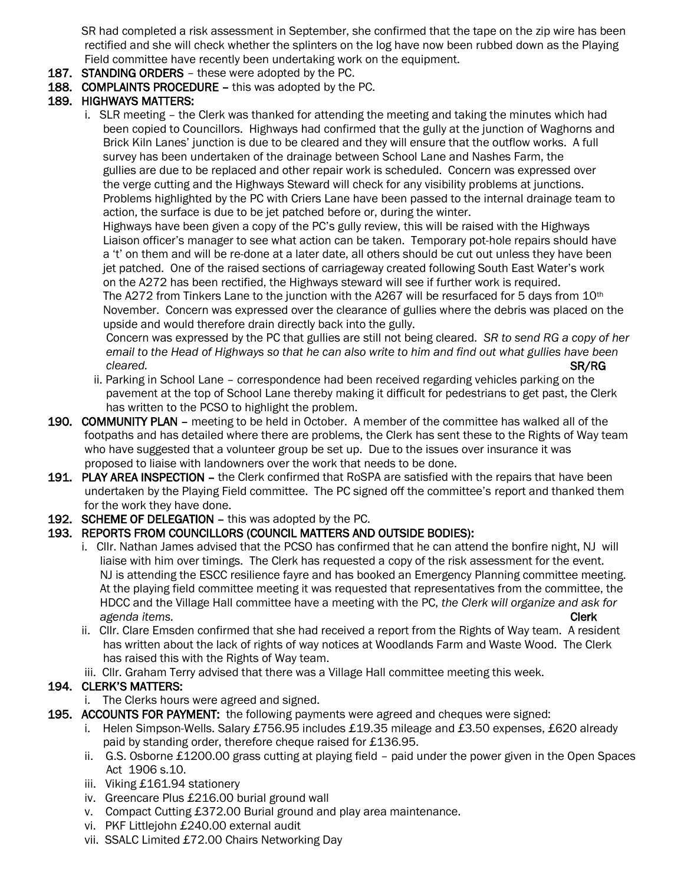SR had completed a risk assessment in September, she confirmed that the tape on the zip wire has been rectified and she will check whether the splinters on the log have now been rubbed down as the Playing Field committee have recently been undertaking work on the equipment.

**187. STANDING ORDERS** – these were adopted by the PC.

**188. COMPLAINTS PROCEDURE** – this was adopted by the PC.

**189. HIGHWAYS MATTERS:**

i. SLR meeting – the Clerk was thanked for attending the meeting and taking the minutes which had been copied to Councillors. Highways had confirmed that the gully at the junction of Waghorns and Brick Kiln Lanes' junction is due to be cleared and they will ensure that the outflow works. A full survey has been undertaken of the drainage between School Lane and Nashes Farm, the gullies are due to be replaced and other repair work is scheduled. Concern was expressed over the verge cutting and the Highways Steward will check for any visibility problems at junctions. Problems highlighted by the PC with Criers Lane have been passed to the internal drainage team to action, the surface is due to be jet patched before or, during the winter.

Highways have been given a copy of the PC's gully review, this will be raised with the Highways Liaison officer's manager to see what action can be taken. Temporary pot-hole repairs should have a 't' on them and will be re-done at a later date, all others should be cut out unless they have been jet patched. One of the raised sections of carriageway created following South East Water's work on the A272 has been rectified, the Highways steward will see if further work is required. The A272 from Tinkers Lane to the junction with the A267 will be resurfaced for 5 days from 10th November. Concern was expressed over the clearance of gullies where the debris was placed on the upside and would therefore drain directly back into the gully.

Concern was expressed by the PC that gullies are still not being cleared. *SR to send RG a copy of her email to the Head of Highways so that he can also write to him and find out what gullies have been cleared.* **SR/RG**

ii. Parking in School Lane – correspondence had been received regarding vehicles parking on the pavement at the top of School Lane thereby making it difficult for pedestrians to get past, the Clerk has written to the PCSO to highlight the problem.

**190. COMMUNITY PLAN** – meeting to be held in October. A member of the committee has walked all of the footpaths and has detailed where there are problems, the Clerk has sent these to the Rights of Way team who have suggested that a volunteer group be set up. Due to the issues over insurance it was proposed to liaise with landowners over the work that needs to be done.

**191. PLAY AREA INSPECTION** – the Clerk confirmed that RoSPA are satisfied with the repairs that have been undertaken by the Playing Field committee. The PC signed off the committee's report and thanked them for the work they have done.

**192. SCHEME OF DELEGATION** – this was adopted by the PC.

**193. REPORTS FROM COUNCILLORS (COUNCIL MATTERS AND OUTSIDE BODIES):**

i. Cllr. Nathan James advised that the PCSO has confirmed that he can attend the bonfire night, NJ will liaise with him over timings. The Clerk has requested a copy of the risk assessment for the event. NJ is attending the ESCC resilience fayre and has booked an Emergency Planning committee meeting. At the playing field committee meeting it was requested that representatives from the committee, the HDCC and the Village Hall committee have a meeting with the PC, *the Clerk will organize and ask for agenda items.* **Clerk**

ii. Cllr. Clare Emsden confirmed that she had received a report from the Rights of Way team. A resident has written about the lack of rights of way notices at Woodlands Farm and Waste Wood. The Clerk has raised this with the Rights of Way team.

iii. Cllr. Graham Terry advised that there was a Village Hall committee meeting this week.

**194. CLERK'S MATTERS:**

i. The Clerks hours were agreed and signed.

**195. ACCOUNTS FOR PAYMENT:** the following payments were agreed and cheques were signed:

i. Helen Simpson-Wells. Salary £756.95 includes £19.35 mileage and £3.50 expenses, £620 already paid by standing order, therefore cheque raised for £136.95.

ii. G.S. Osborne £1200.00 grass cutting at playing field – paid under the power given in the Open Spaces Act 1906 s.10.

iii. Viking £161.94 stationery

iv. Greencare Plus £216.00 burial ground wall

v. Compact Cutting £372.00 Burial ground and play area maintenance.

vi. PKF Littlejohn £240.00 external audit

vii. SSALC Limited £72.00 Chairs Networking Day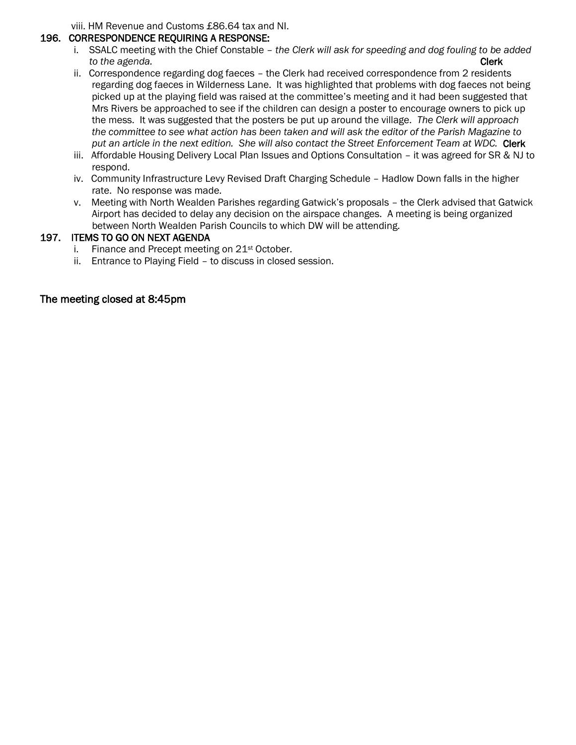viii. HM Revenue and Customs £86.64 tax and NI.

### 196. CORRESPONDENCE REQUIRING A RESPONSE:

i. SSALC meeting with the Chief Constable – *the Clerk will ask for speeding and dog fouling to be added to the agenda.* **Clerk**

ii. Correspondence regarding dog faeces – the Clerk had received correspondence from 2 residents regarding dog faeces in Wilderness Lane. It was highlighted that problems with dog faeces not being picked up at the playing field was raised at the committee's meeting and it had been suggested that Mrs Rivers be approached to see if the children can design a poster to encourage owners to pick up the mess. It was suggested that the posters be put up around the village. *The Clerk will approach the committee to see what action has been taken and will ask the editor of the Parish Magazine to put an article in the next edition. She will also contact the Street Enforcement Team at WDC.* **Clerk**

iii. Affordable Housing Delivery Local Plan Issues and Options Consultation – it was agreed for SR & NJ to respond.

iv. Community Infrastructure Levy Revised Draft Charging Schedule – Hadlow Down falls in the higher rate. No response was made.

v. Meeting with North Wealden Parishes regarding Gatwick's proposals – the Clerk advised that Gatwick Airport has decided to delay any decision on the airspace changes. A meeting is being organized between North Wealden Parish Councils to which DW will be attending.

### 197. ITEMS TO GO ON NEXT AGENDA

i. Finance and Precept meeting on 21st October.

ii. Entrance to Playing Field – to discuss in closed session.

**The meeting closed at 8:45pm**